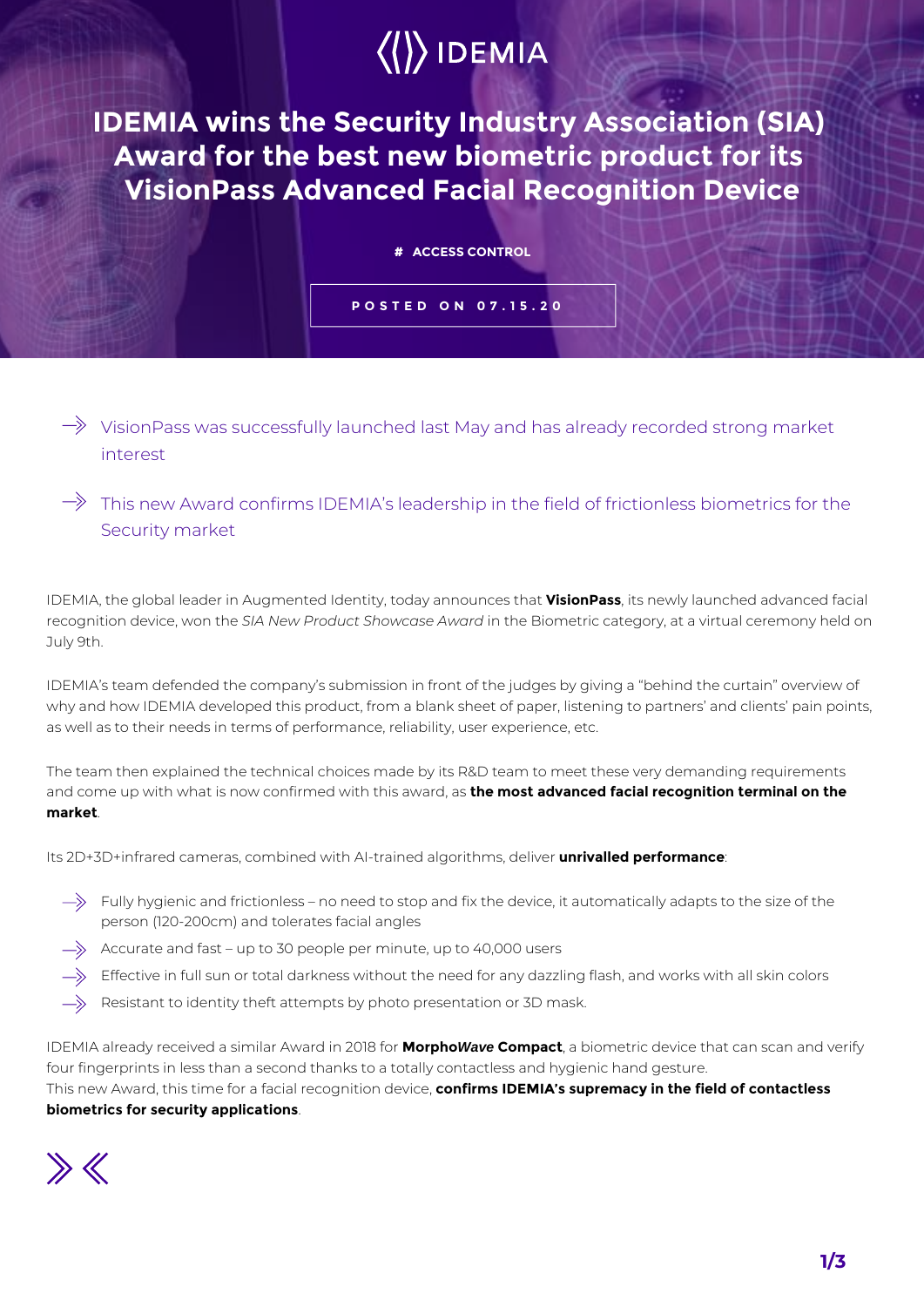# IDEMIA wins the Security Industry Association (SIA) Award for the best new biometric product for its VisionPass Advanced Facial Recognition Device

# ACCESS CONTROL

POSTED ON 07.15.20

- VisionPass was successfully launched last May and has already recorded strong market interest
- This new Award confirms IDEMIA's leadership in the field of frictionless biometrics for the Security market

IDEMIA, the global leader in Augmented Identity, today announces that **VisionPass**, its newly launched advanced facial recognition device, won the *SIA New Product Showcase Award* in the Biometric category, at a virtual ceremony held on July 9th.

IDEMIA's team defended the company's submission in front of the judges by giving a "behind the curtain" overview of why and how IDEMIA developed this product, from a blank sheet of paper, listening to partners' and clients' pain points, as well as to their needs in terms of performance, reliability, user experience, etc.

The team then explained the technical choices made by its R&D team to meet these very demanding requirements and come up with what is now confirmed with this award, as **the most advanced facial recognition terminal on the market**.

Its 2D+3D+infrared cameras, combined with AI-trained algorithms, deliver **unrivalled performance**:

- Fully hygienic and frictionless – no need to stop and fix the device, it automatically adapts to the size of the person (120-200cm) and tolerates facial angles
- Accurate and fast – up to 30 people per minute, up to 40,000 users
- Effective in full sun or total darkness without the need for any dazzling flash, and works with all skin colors
- Resistant to identity theft attempts by photo presentation or 3D mask.

IDEMIA already received a similar Award in 2018 for **Morpho*Wave* Compact**, a biometric device that can scan and verify four fingerprints in less than a second thanks to a totally contactless and hygienic hand gesture.
This new Award, this time for a facial recognition device, **confirms IDEMIA's supremacy in the field of contactless biometrics for security applications**.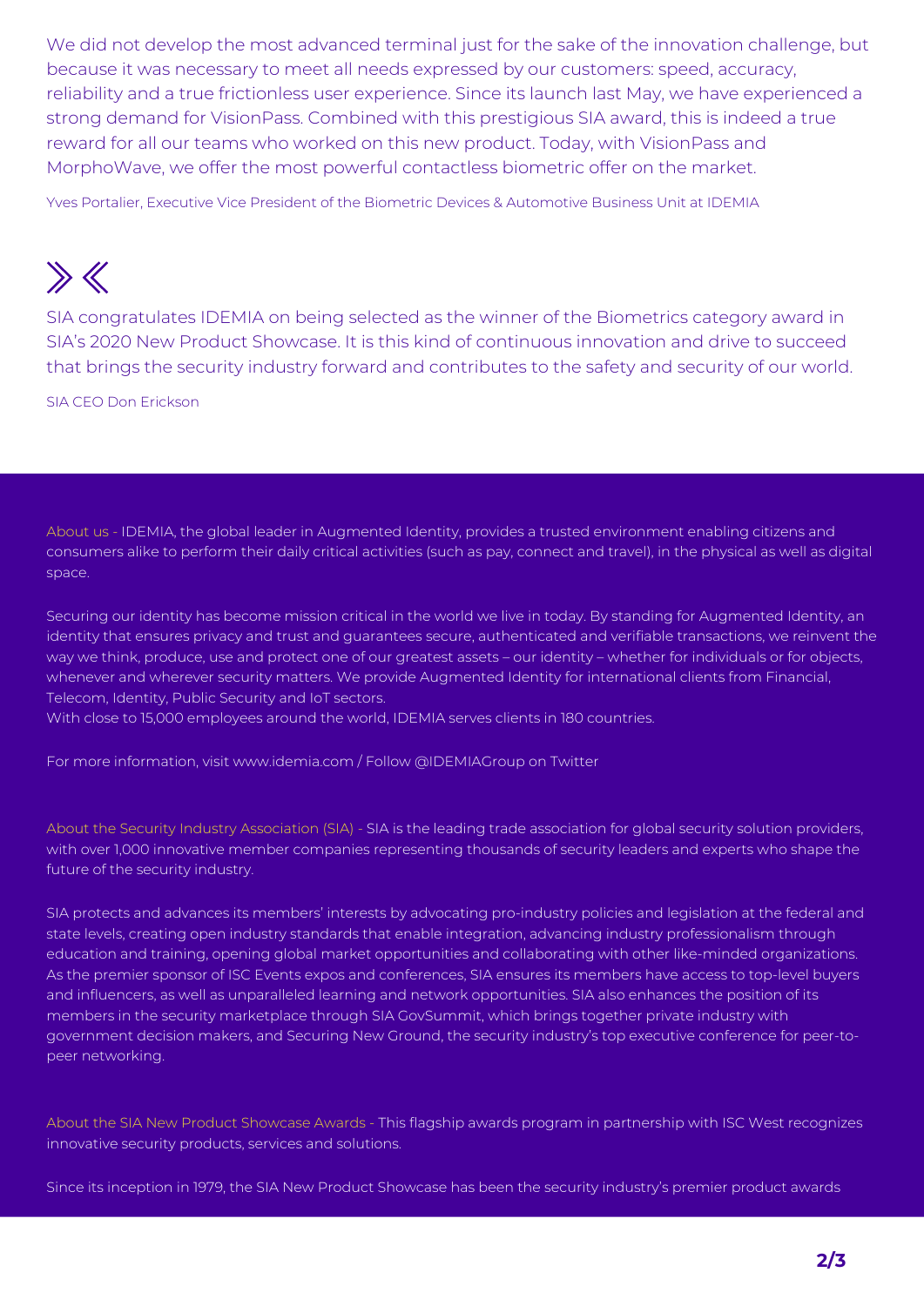We did not develop the most advanced terminal just for the sake of the innovation challenge, but because it was necessary to meet all needs expressed by our customers: speed, accuracy, reliability and a true frictionless user experience. Since its launch last May, we have experienced a strong demand for VisionPass. Combined with this prestigious SIA award, this is indeed a true reward for all our teams who worked on this new product. Today, with VisionPass and MorphoWave, we offer the most powerful contactless biometric offer on the market.

Yves Portalier, Executive Vice President of the Biometric Devices & Automotive Business Unit at IDEMIA

SIA congratulates IDEMIA on being selected as the winner of the Biometrics category award in SIA's 2020 New Product Showcase. It is this kind of continuous innovation and drive to succeed that brings the security industry forward and contributes to the safety and security of our world.

SIA CEO Don Erickson

About us - IDEMIA, the global leader in Augmented Identity, provides a trusted environment enabling citizens and consumers alike to perform their daily critical activities (such as pay, connect and travel), in the physical as well as digital space.

Securing our identity has become mission critical in the world we live in today. By standing for Augmented Identity, an identity that ensures privacy and trust and guarantees secure, authenticated and verifiable transactions, we reinvent the way we think, produce, use and protect one of our greatest assets – our identity – whether for individuals or for objects, whenever and wherever security matters. We provide Augmented Identity for international clients from Financial, Telecom, Identity, Public Security and IoT sectors.
With close to 15,000 employees around the world, IDEMIA serves clients in 180 countries.

For more information, visit www.idemia.com / Follow @IDEMIAGroup on Twitter

About the Security Industry Association (SIA) - SIA is the leading trade association for global security solution providers, with over 1,000 innovative member companies representing thousands of security leaders and experts who shape the future of the security industry.

SIA protects and advances its members' interests by advocating pro-industry policies and legislation at the federal and state levels, creating open industry standards that enable integration, advancing industry professionalism through education and training, opening global market opportunities and collaborating with other like-minded organizations. As the premier sponsor of ISC Events expos and conferences, SIA ensures its members have access to top-level buyers and influencers, as well as unparalleled learning and network opportunities. SIA also enhances the position of its members in the security marketplace through SIA GovSummit, which brings together private industry with government decision makers, and Securing New Ground, the security industry's top executive conference for peer-to-peer networking.

About the SIA New Product Showcase Awards - This flagship awards program in partnership with ISC West recognizes innovative security products, services and solutions.

Since its inception in 1979, the SIA New Product Showcase has been the security industry's premier product awards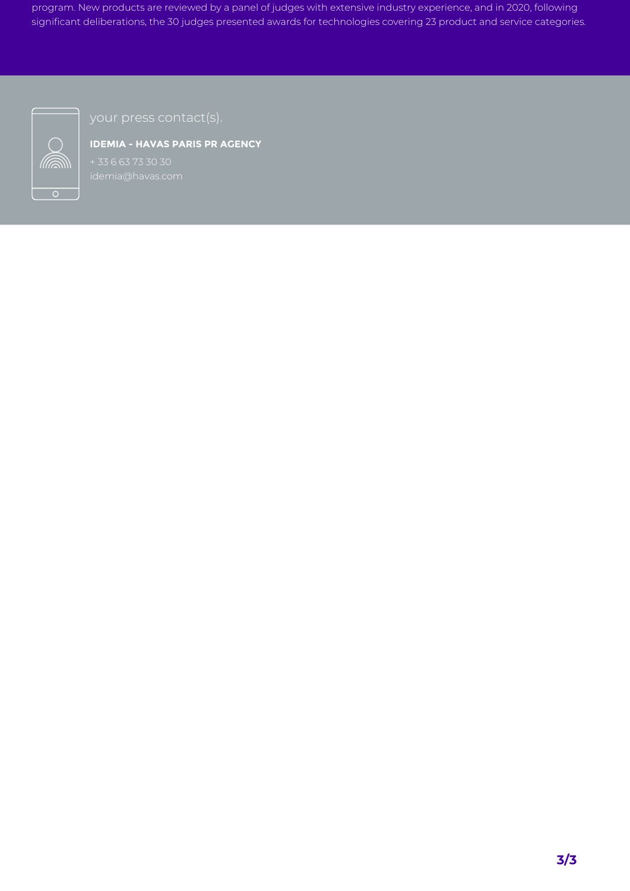program. New products are reviewed by a panel of judges with extensive industry experience, and in 2020, following significant deliberations, the 30 judges presented awards for technologies covering 23 product and service categories.

## your press contact(s).

**IDEMIA - HAVAS PARIS PR AGENCY**

+ 33 6 63 73 30 30

idemia@havas.com